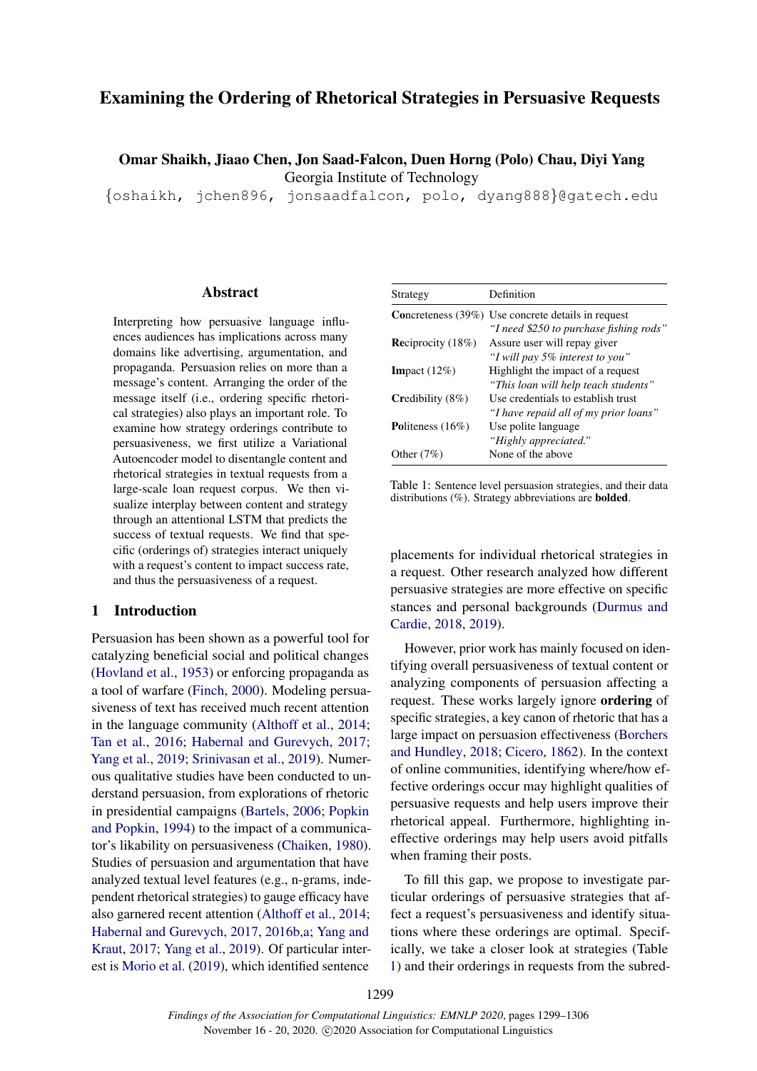# Examining the Ordering of Rhetorical Strategies in Persuasive Requests

**Omar Shaikh, Jiaao Chen, Jon Saad-Falcon, Duen Horng (Polo) Chau, Diyi Yang**
Georgia Institute of Technology
{oshaikh, jchen896, jonsaadfalcon, polo, dyang888}@gatech.edu

## Abstract

Interpreting how persuasive language influences audiences has implications across many domains like advertising, argumentation, and propaganda. Persuasion relies on more than a message's content. Arranging the order of the message itself (i.e., ordering specific rhetorical strategies) also plays an important role. To examine how strategy orderings contribute to persuasiveness, we first utilize a Variational Autoencoder model to disentangle content and rhetorical strategies in textual requests from a large-scale loan request corpus. We then visualize interplay between content and strategy through an attentional LSTM that predicts the success of textual requests. We find that specific (orderings of) strategies interact uniquely with a request's content to impact success rate, and thus the persuasiveness of a request.

## 1 Introduction

Persuasion has been shown as a powerful tool for catalyzing beneficial social and political changes (Hovland et al., 1953) or enforcing propaganda as a tool of warfare (Finch, 2000). Modeling persuasiveness of text has received much recent attention in the language community (Althoff et al., 2014; Tan et al., 2016; Habernal and Gurevych, 2017; Yang et al., 2019; Srinivasan et al., 2019). Numerous qualitative studies have been conducted to understand persuasion, from explorations of rhetoric in presidential campaigns (Bartels, 2006; Popkin and Popkin, 1994) to the impact of a communicator's likability on persuasiveness (Chaiken, 1980). Studies of persuasion and argumentation that have analyzed textual level features (e.g., n-grams, independent rhetorical strategies) to gauge efficacy have also garnered recent attention (Althoff et al., 2014; Habernal and Gurevych, 2017, 2016b,a; Yang and Kraut, 2017; Yang et al., 2019). Of particular interest is Morio et al. (2019), which identified sentence placements for individual rhetorical strategies in a request. Other research analyzed how different persuasive strategies are more effective on specific stances and personal backgrounds (Durmus and Cardie, 2018, 2019).

| Strategy | Definition |
|---|---|
| **Co**ncreteness (39%) | Use concrete details in request *"I need $250 to purchase fishing rods"* |
| **Re**ciprocity (18%) | Assure user will repay giver *"I will pay 5% interest to you"* |
| **Im**pact (12%) | Highlight the impact of a request *"This loan will help teach students"* |
| **Cr**edibility (8%) | Use credentials to establish trust *"I have repaid all of my prior loans"* |
| **Po**liteness (16%) | Use polite language *"Highly appreciated."* |
| Other (7%) | None of the above |

Table 1: Sentence level persuasion strategies, and their data distributions (%). Strategy abbreviations are **bolded**.

However, prior work has mainly focused on identifying overall persuasiveness of textual content or analyzing components of persuasion affecting a request. These works largely ignore **ordering** of specific strategies, a key canon of rhetoric that has a large impact on persuasion effectiveness (Borchers and Hundley, 2018; Cicero, 1862). In the context of online communities, identifying where/how effective orderings occur may highlight qualities of persuasive requests and help users improve their rhetorical appeal. Furthermore, highlighting ineffective orderings may help users avoid pitfalls when framing their posts.

To fill this gap, we propose to investigate particular orderings of persuasive strategies that affect a request's persuasiveness and identify situations where these orderings are optimal. Specifically, we take a closer look at strategies (Table 1) and their orderings in requests from the subred-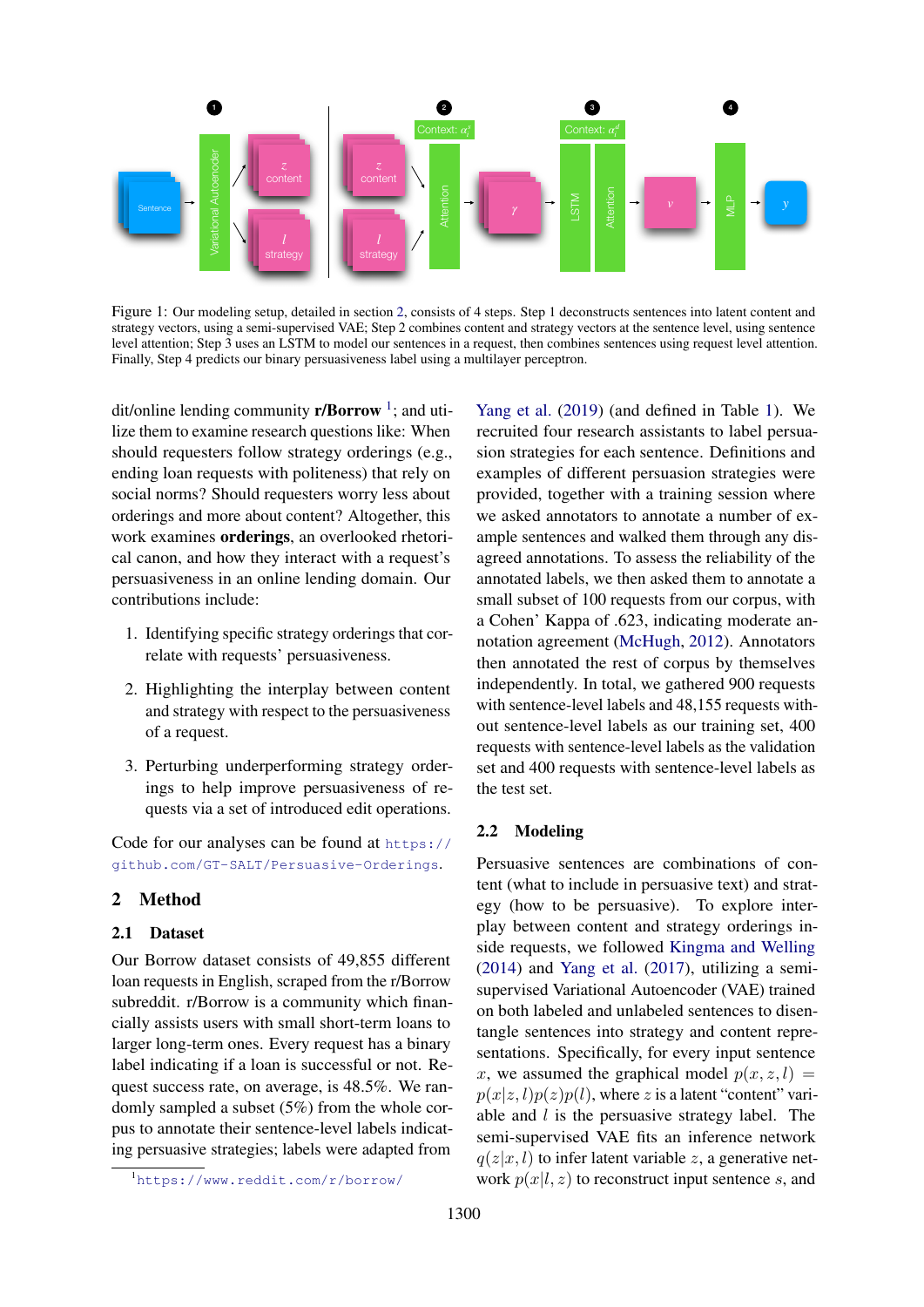Figure 1: Our modeling setup, detailed in section 2, consists of 4 steps. Step 1 deconstructs sentences into latent content and strategy vectors, using a semi-supervised VAE; Step 2 combines content and strategy vectors at the sentence level, using sentence level attention; Step 3 uses an LSTM to model our sentences in a request, then combines sentences using request level attention. Finally, Step 4 predicts our binary persuasiveness label using a multilayer perceptron.

dit/online lending community **r/Borrow** [1]; and utilize them to examine research questions like: When should requesters follow strategy orderings (e.g., ending loan requests with politeness) that rely on social norms? Should requesters worry less about orderings and more about content? Altogether, this work examines **orderings**, an overlooked rhetorical canon, and how they interact with a request's persuasiveness in an online lending domain. Our contributions include:

1. Identifying specific strategy orderings that correlate with requests' persuasiveness.
2. Highlighting the interplay between content and strategy with respect to the persuasiveness of a request.
3. Perturbing underperforming strategy orderings to help improve persuasiveness of requests via a set of introduced edit operations.

Code for our analyses can be found at https://github.com/GT-SALT/Persuasive-Orderings.

## 2 Method

### 2.1 Dataset

Our Borrow dataset consists of 49,855 different loan requests in English, scraped from the r/Borrow subreddit. r/Borrow is a community which financially assists users with small short-term loans to larger long-term ones. Every request has a binary label indicating if a loan is successful or not. Request success rate, on average, is 48.5%. We randomly sampled a subset (5%) from the whole corpus to annotate their sentence-level labels indicating persuasive strategies; labels were adapted from Yang et al. (2019) (and defined in Table 1). We recruited four research assistants to label persuasion strategies for each sentence. Definitions and examples of different persuasion strategies were provided, together with a training session where we asked annotators to annotate a number of example sentences and walked them through any disagreed annotations. To assess the reliability of the annotated labels, we then asked them to annotate a small subset of 100 requests from our corpus, with a Cohen' Kappa of .623, indicating moderate annotation agreement (McHugh, 2012). Annotators then annotated the rest of corpus by themselves independently. In total, we gathered 900 requests with sentence-level labels and 48,155 requests without sentence-level labels as our training set, 400 requests with sentence-level labels as the validation set and 400 requests with sentence-level labels as the test set.

### 2.2 Modeling

Persuasive sentences are combinations of content (what to include in persuasive text) and strategy (how to be persuasive). To explore interplay between content and strategy orderings inside requests, we followed Kingma and Welling (2014) and Yang et al. (2017), utilizing a semi-supervised Variational Autoencoder (VAE) trained on both labeled and unlabeled sentences to disentangle sentences into strategy and content representations. Specifically, for every input sentence $x$, we assumed the graphical model $p(x, z, l) = p(x|z, l)p(z)p(l)$, where $z$ is a latent "content" variable and $l$ is the persuasive strategy label. The semi-supervised VAE fits an inference network $q(z|x, l)$ to infer latent variable $z$, a generative network $p(x|l, z)$ to reconstruct input sentence $s$, and

[1] https://www.reddit.com/r/borrow/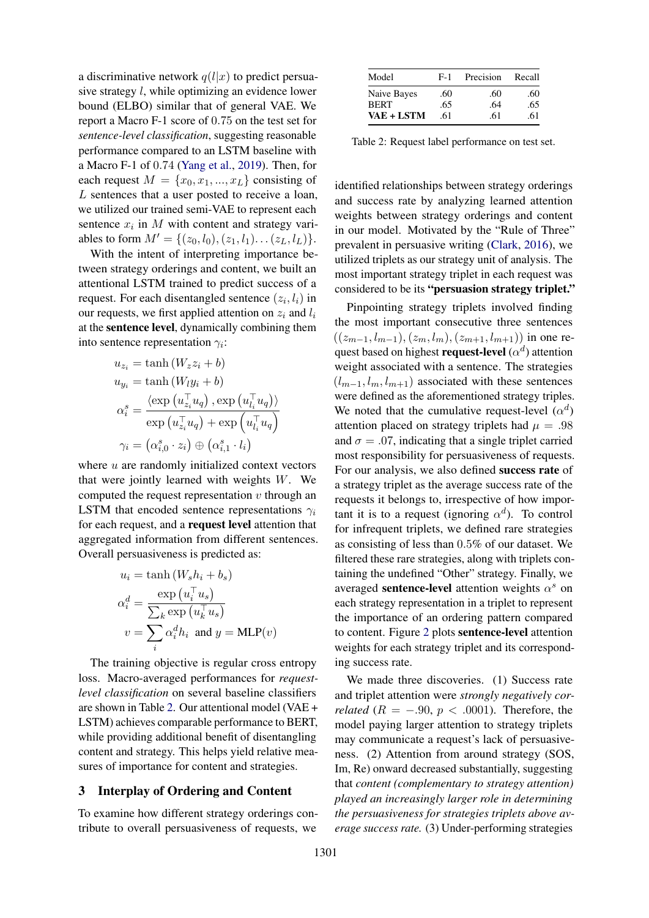a discriminative network $q(l|x)$ to predict persuasive strategy $l$, while optimizing an evidence lower bound (ELBO) similar that of general VAE. We report a Macro F-1 score of 0.75 on the test set for *sentence-level classification*, suggesting reasonable performance compared to an LSTM baseline with a Macro F-1 of 0.74 (Yang et al., 2019). Then, for each request $M = \{x_0, x_1, ..., x_L\}$ consisting of $L$ sentences that a user posted to receive a loan, we utilized our trained semi-VAE to represent each sentence $x_i$ in $M$ with content and strategy variables to form $M' = \{(z_0, l_0), (z_1, l_1) \ldots (z_L, l_L)\}$.

With the intent of interpreting importance between strategy orderings and content, we built an attentional LSTM trained to predict success of a request. For each disentangled sentence $(z_i, l_i)$ in our requests, we first applied attention on $z_i$ and $l_i$ at the **sentence level**, dynamically combining them into sentence representation $\gamma_i$:

$$u_{z_i} = \tanh(W_z z_i + b)$$

$$u_{y_i} = \tanh(W_l y_i + b)$$

$$\alpha_i^s = \frac{\langle \exp(u_{z_i}^\top u_q), \exp(u_{l_i}^\top u_q) \rangle}{\exp(u_{z_i}^\top u_q) + \exp(u_{l_i}^\top u_q)}$$

$$\gamma_i = (\alpha_{i,0}^s \cdot z_i) \oplus (\alpha_{i,1}^s \cdot l_i)$$

where $u$ are randomly initialized context vectors that were jointly learned with weights $W$. We computed the request representation $v$ through an LSTM that encoded sentence representations $\gamma_i$ for each request, and a **request level** attention that aggregated information from different sentences. Overall persuasiveness is predicted as:

$$u_i = \tanh(W_s h_i + b_s)$$

$$\alpha_i^d = \frac{\exp(u_i^\top u_s)}{\sum_k \exp(u_k^\top u_s)}$$

$$v = \sum_i \alpha_i^d h_i \text{ and } y = \text{MLP}(v)$$

The training objective is regular cross entropy loss. Macro-averaged performances for *request-level classification* on several baseline classifiers are shown in Table 2. Our attentional model (VAE + LSTM) achieves comparable performance to BERT, while providing additional benefit of disentangling content and strategy. This helps yield relative measures of importance for content and strategies.

## 3 Interplay of Ordering and Content

To examine how different strategy orderings contribute to overall persuasiveness of requests, we identified relationships between strategy orderings and success rate by analyzing learned attention weights between strategy orderings and content in our model. Motivated by the "Rule of Three" prevalent in persuasive writing (Clark, 2016), we utilized triplets as our strategy unit of analysis. The most important strategy triplet in each request was considered to be its **"persuasion strategy triplet."**

| Model | F-1 | Precision | Recall |
|---|---|---|---|
| Naive Bayes | .60 | .60 | .60 |
| BERT | .65 | .64 | .65 |
| **VAE + LSTM** | .61 | .61 | .61 |

Table 2: Request label performance on test set.

Pinpointing strategy triplets involved finding the most important consecutive three sentences $((z_{m-1}, l_{m-1}), (z_m, l_m), (z_{m+1}, l_{m+1}))$ in one request based on highest **request-level** ($\alpha^d$) attention weight associated with a sentence. The strategies $(l_{m-1}, l_m, l_{m+1})$ associated with these sentences were defined as the aforementioned strategy triples. We noted that the cumulative request-level ($\alpha^d$) attention placed on strategy triplets had $\mu = .98$ and $\sigma = .07$, indicating that a single triplet carried most responsibility for persuasiveness of requests. For our analysis, we also defined **success rate** of a strategy triplet as the average success rate of the requests it belongs to, irrespective of how important it is to a request (ignoring $\alpha^d$). To control for infrequent triplets, we defined rare strategies as consisting of less than 0.5% of our dataset. We filtered these rare strategies, along with triplets containing the undefined "Other" strategy. Finally, we averaged **sentence-level** attention weights $\alpha^s$ on each strategy representation in a triplet to represent the importance of an ordering pattern compared to content. Figure 2 plots **sentence-level** attention weights for each strategy triplet and its corresponding success rate.

We made three discoveries. (1) Success rate and triplet attention were *strongly negatively correlated* ($R = -.90$, $p < .0001$). Therefore, the model paying larger attention to strategy triplets may communicate a request's lack of persuasiveness. (2) Attention from around strategy (SOS, Im, Re) onward decreased substantially, suggesting that *content (complementary to strategy attention) played an increasingly larger role in determining the persuasiveness for strategies triplets above average success rate.* (3) Under-performing strategies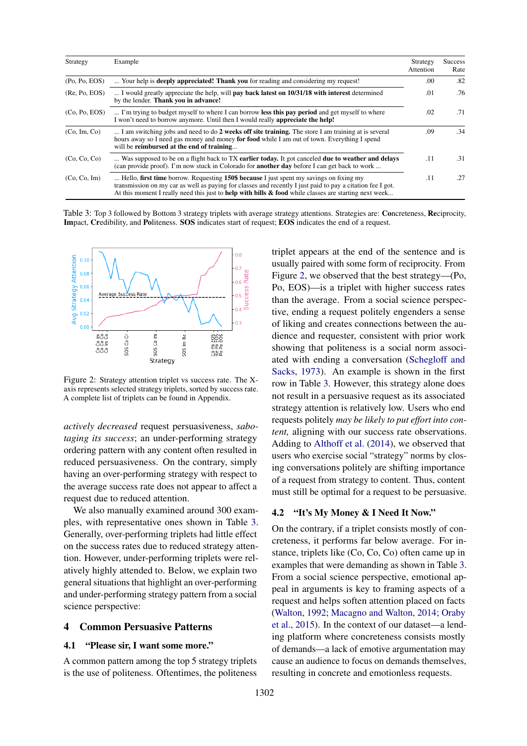| Strategy | Example | Strategy Attention | Success Rate |
|---|---|---|---|
| (Po, Po, EOS) | ... Your help is **deeply appreciated! Thank you** for reading and considering my request! | .00 | .82 |
| (Re, Po, EOS) | ... I would greatly appreciate the help, will **pay back latest on 10/31/18 with interest** determined by the lender. **Thank you in advance!** | .01 | .76 |
| (Co, Po, EOS) | ... I'm trying to budget myself to where I can borrow **less this pay period** and get myself to where I won't need to borrow anymore. Until then I would really **appreciate the help!** | .02 | .71 |
| (Co, Im, Co) | ... I am switching jobs and need to do **2 weeks off site training.** The store I am training at is several hours away so I need gas money and money **for food** while I am out of town. Everything I spend will be **reimbursed at the end of training**... | .09 | .34 |
| (Co, Co, Co) | ... Was supposed to be on a flight back to TX **earlier today.** It got canceled **due to weather and delays** (can provide proof). I'm now stuck in Colorado for **another day** before I can get back to work ... | .11 | .31 |
| (Co, Co, Im) | ... Hello, **first time** borrow. Requesting **150$ because** I just spent my savings on fixing my transmission on my car as well as paying for classes and recently I just paid to pay a citation fee I got. At this moment I really need this just to **help with bills & food** while classes are starting next week... | .11 | .27 |

Table 3: Top 3 followed by Bottom 3 strategy triplets with average strategy attentions. Strategies are: **Co**ncreteness, **Re**ciprocity, **Im**pact, **Cr**edibility, and **Po**liteness. **SOS** indicates start of request; **EOS** indicates the end of a request.

Figure 2: Strategy attention triplet vs success rate. The X-axis represents selected strategy triplets, sorted by success rate. A complete list of triplets can be found in Appendix.

*actively decreased* request persuasiveness, *sabotaging its success*; an under-performing strategy ordering pattern with any content often resulted in reduced persuasiveness. On the contrary, simply having an over-performing strategy with respect to the average success rate does not appear to affect a request due to reduced attention.

We also manually examined around 300 examples, with representative ones shown in Table 3. Generally, over-performing triplets had little effect on the success rates due to reduced strategy attention. However, under-performing triplets were relatively highly attended to. Below, we explain two general situations that highlight an over-performing and under-performing strategy pattern from a social science perspective:

## 4 Common Persuasive Patterns

### 4.1 "Please sir, I want some more."

A common pattern among the top 5 strategy triplets is the use of politeness. Oftentimes, the politeness triplet appears at the end of the sentence and is usually paired with some form of reciprocity. From Figure 2, we observed that the best strategy—(Po, Po, EOS)—is a triplet with higher success rates than the average. From a social science perspective, ending a request politely engenders a sense of liking and creates connections between the audience and requester, consistent with prior work showing that politeness is a social norm associated with ending a conversation (Schegloff and Sacks, 1973). An example is shown in the first row in Table 3. However, this strategy alone does not result in a persuasive request as its associated strategy attention is relatively low. Users who end requests politely *may be likely to put effort into content,* aligning with our success rate observations. Adding to Althoff et al. (2014), we observed that users who exercise social "strategy" norms by closing conversations politely are shifting importance of a request from strategy to content. Thus, content must still be optimal for a request to be persuasive.

### 4.2 "It's My Money & I Need It Now."

On the contrary, if a triplet consists mostly of concreteness, it performs far below average. For instance, triplets like (Co, Co, Co) often came up in examples that were demanding as shown in Table 3. From a social science perspective, emotional appeal in arguments is key to framing aspects of a request and helps soften attention placed on facts (Walton, 1992; Macagno and Walton, 2014; Oraby et al., 2015). In the context of our dataset—a lending platform where concreteness consists mostly of demands—a lack of emotive argumentation may cause an audience to focus on demands themselves, resulting in concrete and emotionless requests.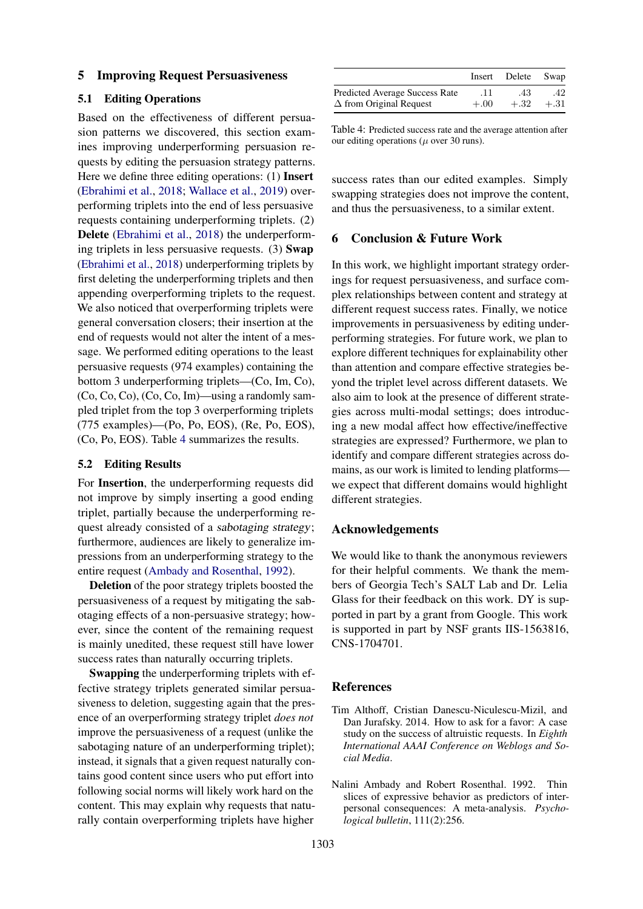## 5 Improving Request Persuasiveness

### 5.1 Editing Operations

Based on the effectiveness of different persuasion patterns we discovered, this section examines improving underperforming persuasion requests by editing the persuasion strategy patterns. Here we define three editing operations: (1) **Insert** (Ebrahimi et al., 2018; Wallace et al., 2019) overperforming triplets into the end of less persuasive requests containing underperforming triplets. (2) **Delete** (Ebrahimi et al., 2018) the underperforming triplets in less persuasive requests. (3) **Swap** (Ebrahimi et al., 2018) underperforming triplets by first deleting the underperforming triplets and then appending overperforming triplets to the request. We also noticed that overperforming triplets were general conversation closers; their insertion at the end of requests would not alter the intent of a message. We performed editing operations to the least persuasive requests (974 examples) containing the bottom 3 underperforming triplets—(Co, Im, Co), (Co, Co, Co), (Co, Co, Im)—using a randomly sampled triplet from the top 3 overperforming triplets (775 examples)—(Po, Po, EOS), (Re, Po, EOS), (Co, Po, EOS). Table 4 summarizes the results.

|  | Insert | Delete | Swap |
|---|---|---|---|
| Predicted Average Success Rate | .11 | .43 | .42 |
| $\Delta$ from Original Request | +.00 | +.32 | +.31 |

Table 4: Predicted success rate and the average attention after our editing operations ($\mu$ over 30 runs).

### 5.2 Editing Results

For **Insertion**, the underperforming requests did not improve by simply inserting a good ending triplet, partially because the underperforming request already consisted of a *sabotaging strategy*; furthermore, audiences are likely to generalize impressions from an underperforming strategy to the entire request (Ambady and Rosenthal, 1992).

**Deletion** of the poor strategy triplets boosted the persuasiveness of a request by mitigating the sabotaging effects of a non-persuasive strategy; however, since the content of the remaining request is mainly unedited, these request still have lower success rates than naturally occurring triplets.

**Swapping** the underperforming triplets with effective strategy triplets generated similar persuasiveness to deletion, suggesting again that the presence of an overperforming strategy triplet *does not* improve the persuasiveness of a request (unlike the sabotaging nature of an underperforming triplet); instead, it signals that a given request naturally contains good content since users who put effort into following social norms will likely work hard on the content. This may explain why requests that naturally contain overperforming triplets have higher success rates than our edited examples. Simply swapping strategies does not improve the content, and thus the persuasiveness, to a similar extent.

## 6 Conclusion & Future Work

In this work, we highlight important strategy orderings for request persuasiveness, and surface complex relationships between content and strategy at different request success rates. Finally, we notice improvements in persuasiveness by editing underperforming strategies. For future work, we plan to explore different techniques for explainability other than attention and compare effective strategies beyond the triplet level across different datasets. We also aim to look at the presence of different strategies across multi-modal settings; does introducing a new modal affect how effective/ineffective strategies are expressed? Furthermore, we plan to identify and compare different strategies across domains, as our work is limited to lending platforms—we expect that different domains would highlight different strategies.

## Acknowledgements

We would like to thank the anonymous reviewers for their helpful comments. We thank the members of Georgia Tech's SALT Lab and Dr. Lelia Glass for their feedback on this work. DY is supported in part by a grant from Google. This work is supported in part by NSF grants IIS-1563816, CNS-1704701.

## References

Tim Althoff, Cristian Danescu-Niculescu-Mizil, and Dan Jurafsky. 2014. How to ask for a favor: A case study on the success of altruistic requests. In *Eighth International AAAI Conference on Weblogs and Social Media*.

Nalini Ambady and Robert Rosenthal. 1992. Thin slices of expressive behavior as predictors of interpersonal consequences: A meta-analysis. *Psychological bulletin*, 111(2):256.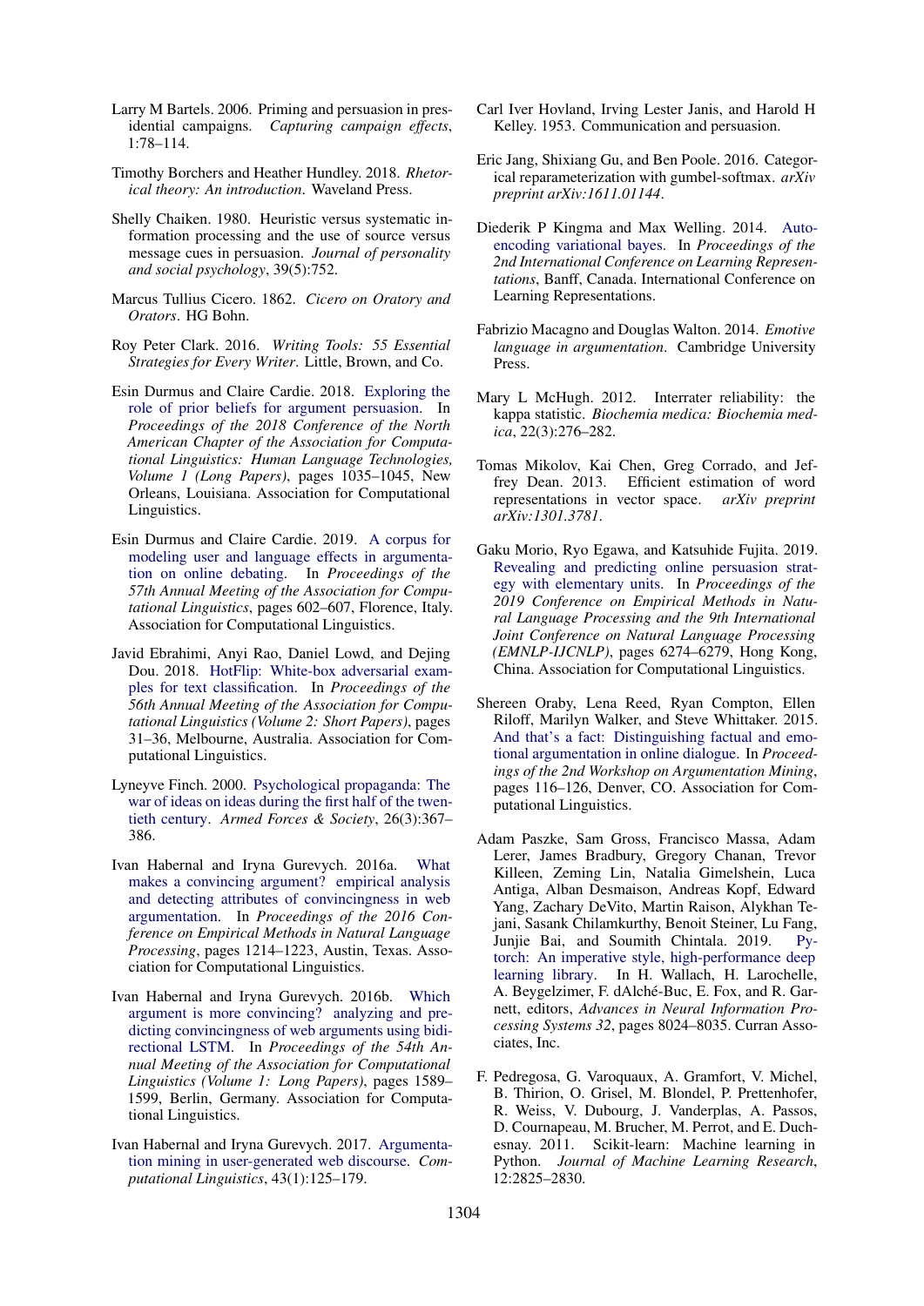Larry M Bartels. 2006. Priming and persuasion in presidential campaigns. *Capturing campaign effects*, 1:78–114.

Timothy Borchers and Heather Hundley. 2018. *Rhetorical theory: An introduction*. Waveland Press.

Shelly Chaiken. 1980. Heuristic versus systematic information processing and the use of source versus message cues in persuasion. *Journal of personality and social psychology*, 39(5):752.

Marcus Tullius Cicero. 1862. *Cicero on Oratory and Orators*. HG Bohn.

Roy Peter Clark. 2016. *Writing Tools: 55 Essential Strategies for Every Writer*. Little, Brown, and Co.

Esin Durmus and Claire Cardie. 2018. Exploring the role of prior beliefs for argument persuasion. In *Proceedings of the 2018 Conference of the North American Chapter of the Association for Computational Linguistics: Human Language Technologies, Volume 1 (Long Papers)*, pages 1035–1045, New Orleans, Louisiana. Association for Computational Linguistics.

Esin Durmus and Claire Cardie. 2019. A corpus for modeling user and language effects in argumentation on online debating. In *Proceedings of the 57th Annual Meeting of the Association for Computational Linguistics*, pages 602–607, Florence, Italy. Association for Computational Linguistics.

Javid Ebrahimi, Anyi Rao, Daniel Lowd, and Dejing Dou. 2018. HotFlip: White-box adversarial examples for text classification. In *Proceedings of the 56th Annual Meeting of the Association for Computational Linguistics (Volume 2: Short Papers)*, pages 31–36, Melbourne, Australia. Association for Computational Linguistics.

Lyneyve Finch. 2000. Psychological propaganda: The war of ideas on ideas during the first half of the twentieth century. *Armed Forces & Society*, 26(3):367–386.

Ivan Habernal and Iryna Gurevych. 2016a. What makes a convincing argument? empirical analysis and detecting attributes of convincingness in web argumentation. In *Proceedings of the 2016 Conference on Empirical Methods in Natural Language Processing*, pages 1214–1223, Austin, Texas. Association for Computational Linguistics.

Ivan Habernal and Iryna Gurevych. 2016b. Which argument is more convincing? analyzing and predicting convincingness of web arguments using bidirectional LSTM. In *Proceedings of the 54th Annual Meeting of the Association for Computational Linguistics (Volume 1: Long Papers)*, pages 1589–1599, Berlin, Germany. Association for Computational Linguistics.

Ivan Habernal and Iryna Gurevych. 2017. Argumentation mining in user-generated web discourse. *Computational Linguistics*, 43(1):125–179.

Carl Iver Hovland, Irving Lester Janis, and Harold H Kelley. 1953. Communication and persuasion.

Eric Jang, Shixiang Gu, and Ben Poole. 2016. Categorical reparameterization with gumbel-softmax. *arXiv preprint arXiv:1611.01144*.

Diederik P Kingma and Max Welling. 2014. Auto-encoding variational bayes. In *Proceedings of the 2nd International Conference on Learning Representations*, Banff, Canada. International Conference on Learning Representations.

Fabrizio Macagno and Douglas Walton. 2014. *Emotive language in argumentation*. Cambridge University Press.

Mary L McHugh. 2012. Interrater reliability: the kappa statistic. *Biochemia medica: Biochemia medica*, 22(3):276–282.

Tomas Mikolov, Kai Chen, Greg Corrado, and Jeffrey Dean. 2013. Efficient estimation of word representations in vector space. *arXiv preprint arXiv:1301.3781*.

Gaku Morio, Ryo Egawa, and Katsuhide Fujita. 2019. Revealing and predicting online persuasion strategy with elementary units. In *Proceedings of the 2019 Conference on Empirical Methods in Natural Language Processing and the 9th International Joint Conference on Natural Language Processing (EMNLP-IJCNLP)*, pages 6274–6279, Hong Kong, China. Association for Computational Linguistics.

Shereen Oraby, Lena Reed, Ryan Compton, Ellen Riloff, Marilyn Walker, and Steve Whittaker. 2015. And that's a fact: Distinguishing factual and emotional argumentation in online dialogue. In *Proceedings of the 2nd Workshop on Argumentation Mining*, pages 116–126, Denver, CO. Association for Computational Linguistics.

Adam Paszke, Sam Gross, Francisco Massa, Adam Lerer, James Bradbury, Gregory Chanan, Trevor Killeen, Zeming Lin, Natalia Gimelshein, Luca Antiga, Alban Desmaison, Andreas Kopf, Edward Yang, Zachary DeVito, Martin Raison, Alykhan Tejani, Sasank Chilamkurthy, Benoit Steiner, Lu Fang, Junjie Bai, and Soumith Chintala. 2019. Pytorch: An imperative style, high-performance deep learning library. In H. Wallach, H. Larochelle, A. Beygelzimer, F. dAlché-Buc, E. Fox, and R. Garnett, editors, *Advances in Neural Information Processing Systems 32*, pages 8024–8035. Curran Associates, Inc.

F. Pedregosa, G. Varoquaux, A. Gramfort, V. Michel, B. Thirion, O. Grisel, M. Blondel, P. Prettenhofer, R. Weiss, V. Dubourg, J. Vanderplas, A. Passos, D. Cournapeau, M. Brucher, M. Perrot, and E. Duchesnay. 2011. Scikit-learn: Machine learning in Python. *Journal of Machine Learning Research*, 12:2825–2830.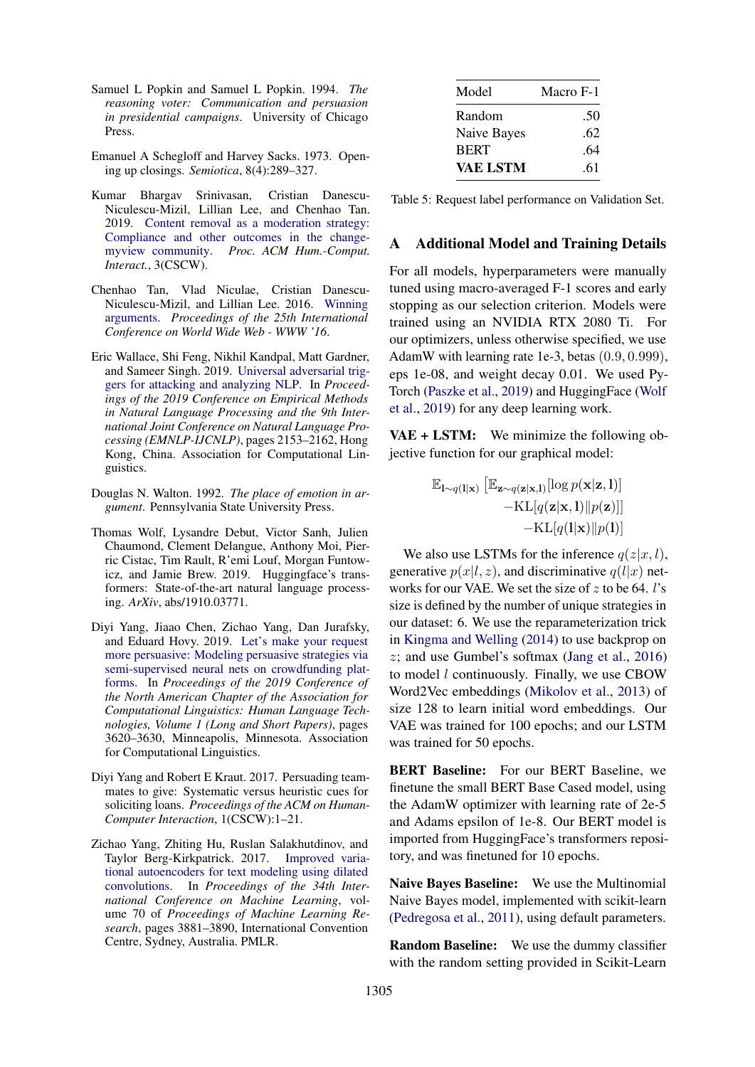Samuel L Popkin and Samuel L Popkin. 1994. *The reasoning voter: Communication and persuasion in presidential campaigns*. University of Chicago Press.

Emanuel A Schegloff and Harvey Sacks. 1973. Opening up closings. *Semiotica*, 8(4):289–327.

Kumar Bhargav Srinivasan, Cristian Danescu-Niculescu-Mizil, Lillian Lee, and Chenhao Tan. 2019. Content removal as a moderation strategy: Compliance and other outcomes in the changemyview community. *Proc. ACM Hum.-Comput. Interact.*, 3(CSCW).

Chenhao Tan, Vlad Niculae, Cristian Danescu-Niculescu-Mizil, and Lillian Lee. 2016. Winning arguments. *Proceedings of the 25th International Conference on World Wide Web - WWW '16*.

Eric Wallace, Shi Feng, Nikhil Kandpal, Matt Gardner, and Sameer Singh. 2019. Universal adversarial triggers for attacking and analyzing NLP. In *Proceedings of the 2019 Conference on Empirical Methods in Natural Language Processing and the 9th International Joint Conference on Natural Language Processing (EMNLP-IJCNLP)*, pages 2153–2162, Hong Kong, China. Association for Computational Linguistics.

Douglas N. Walton. 1992. *The place of emotion in argument*. Pennsylvania State University Press.

Thomas Wolf, Lysandre Debut, Victor Sanh, Julien Chaumond, Clement Delangue, Anthony Moi, Pierric Cistac, Tim Rault, R'emi Louf, Morgan Funtowicz, and Jamie Brew. 2019. Huggingface's transformers: State-of-the-art natural language processing. *ArXiv*, abs/1910.03771.

Diyi Yang, Jiaao Chen, Zichao Yang, Dan Jurafsky, and Eduard Hovy. 2019. Let's make your request more persuasive: Modeling persuasive strategies via semi-supervised neural nets on crowdfunding platforms. In *Proceedings of the 2019 Conference of the North American Chapter of the Association for Computational Linguistics: Human Language Technologies, Volume 1 (Long and Short Papers)*, pages 3620–3630, Minneapolis, Minnesota. Association for Computational Linguistics.

Diyi Yang and Robert E Kraut. 2017. Persuading teammates to give: Systematic versus heuristic cues for soliciting loans. *Proceedings of the ACM on Human-Computer Interaction*, 1(CSCW):1–21.

Zichao Yang, Zhiting Hu, Ruslan Salakhutdinov, and Taylor Berg-Kirkpatrick. 2017. Improved variational autoencoders for text modeling using dilated convolutions. In *Proceedings of the 34th International Conference on Machine Learning*, volume 70 of *Proceedings of Machine Learning Research*, pages 3881–3890, International Convention Centre, Sydney, Australia. PMLR.

| Model | Macro F-1 |
|---|---|
| Random | .50 |
| Naive Bayes | .62 |
| BERT | .64 |
| **VAE LSTM** | .61 |

Table 5: Request label performance on Validation Set.

## A Additional Model and Training Details

For all models, hyperparameters were manually tuned using macro-averaged F-1 scores and early stopping as our selection criterion. Models were trained using an NVIDIA RTX 2080 Ti. For our optimizers, unless otherwise specified, we use AdamW with learning rate 1e-3, betas $(0.9, 0.999)$, eps 1e-08, and weight decay 0.01. We used PyTorch (Paszke et al., 2019) and HuggingFace (Wolf et al., 2019) for any deep learning work.

**VAE + LSTM:** We minimize the following objective function for our graphical model:

$$
\begin{aligned}
\mathbb{E}_{\mathbf{l}\sim q(\mathbf{l}|\mathbf{x})}\left[\mathbb{E}_{\mathbf{z}\sim q(\mathbf{z}|\mathbf{x},\mathbf{l})}[\log p(\mathbf{x}|\mathbf{z},\mathbf{l})]\right. \\
-\mathrm{KL}[q(\mathbf{z}|\mathbf{x},\mathbf{l})\|p(\mathbf{z})]] \\
-\mathrm{KL}[q(\mathbf{l}|\mathbf{x})\|p(\mathbf{l})]
\end{aligned}
$$

We also use LSTMs for the inference $q(z|x,l)$, generative $p(x|l,z)$, and discriminative $q(l|x)$ networks for our VAE. We set the size of $z$ to be 64. $l$'s size is defined by the number of unique strategies in our dataset: 6. We use the reparameterization trick in Kingma and Welling (2014) to use backprop on $z$; and use Gumbel's softmax (Jang et al., 2016) to model $l$ continuously. Finally, we use CBOW Word2Vec embeddings (Mikolov et al., 2013) of size 128 to learn initial word embeddings. Our VAE was trained for 100 epochs; and our LSTM was trained for 50 epochs.

**BERT Baseline:** For our BERT Baseline, we finetune the small BERT Base Cased model, using the AdamW optimizer with learning rate of 2e-5 and Adams epsilon of 1e-8. Our BERT model is imported from HuggingFace's transformers repository, and was finetuned for 10 epochs.

**Naive Bayes Baseline:** We use the Multinomial Naive Bayes model, implemented with scikit-learn (Pedregosa et al., 2011), using default parameters.

**Random Baseline:** We use the dummy classifier with the random setting provided in Scikit-Learn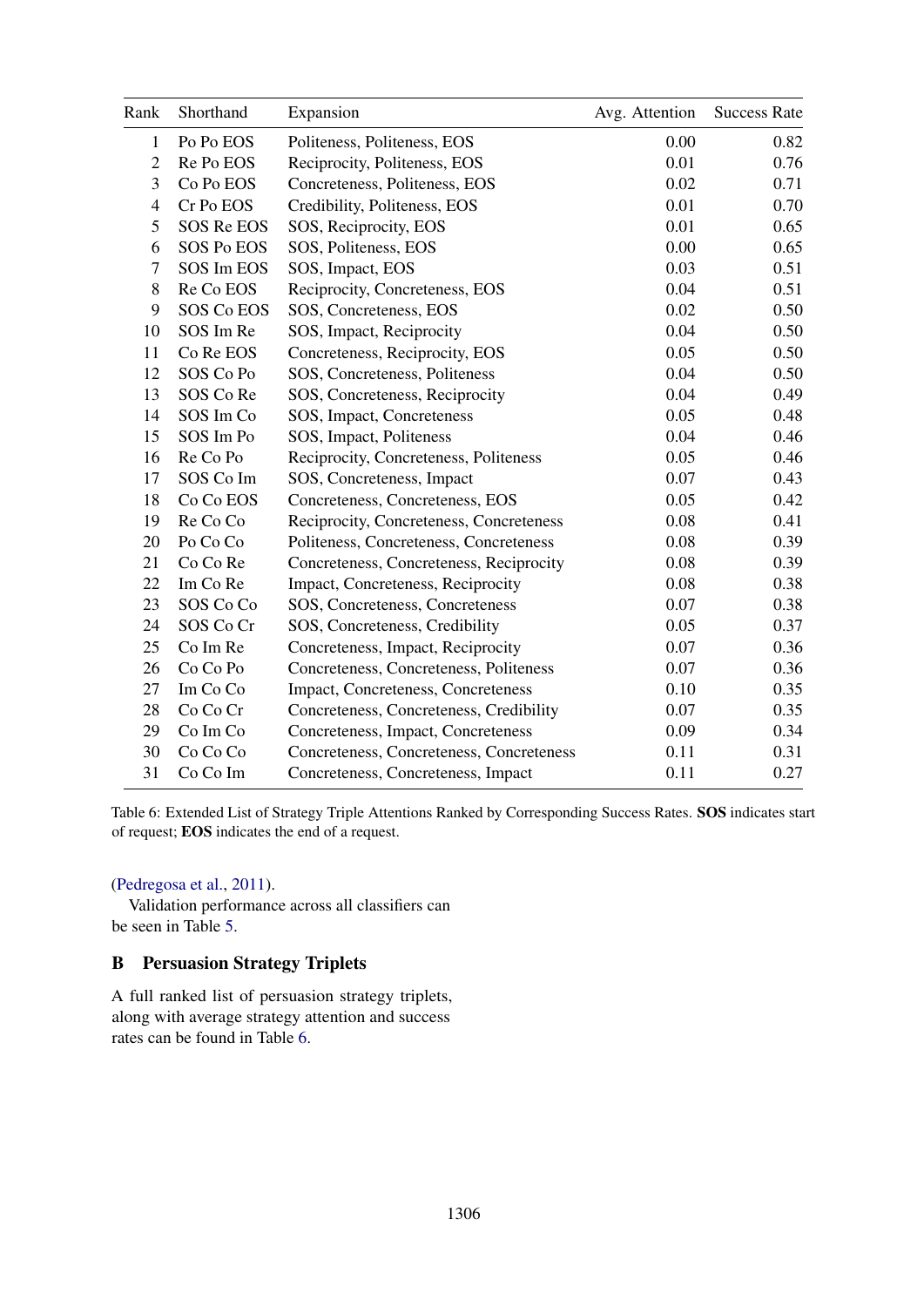| Rank | Shorthand | Expansion | Avg. Attention | Success Rate |
|---|---|---|---|---|
| 1 | Po Po EOS | Politeness, Politeness, EOS | 0.00 | 0.82 |
| 2 | Re Po EOS | Reciprocity, Politeness, EOS | 0.01 | 0.76 |
| 3 | Co Po EOS | Concreteness, Politeness, EOS | 0.02 | 0.71 |
| 4 | Cr Po EOS | Credibility, Politeness, EOS | 0.01 | 0.70 |
| 5 | SOS Re EOS | SOS, Reciprocity, EOS | 0.01 | 0.65 |
| 6 | SOS Po EOS | SOS, Politeness, EOS | 0.00 | 0.65 |
| 7 | SOS Im EOS | SOS, Impact, EOS | 0.03 | 0.51 |
| 8 | Re Co EOS | Reciprocity, Concreteness, EOS | 0.04 | 0.51 |
| 9 | SOS Co EOS | SOS, Concreteness, EOS | 0.02 | 0.50 |
| 10 | SOS Im Re | SOS, Impact, Reciprocity | 0.04 | 0.50 |
| 11 | Co Re EOS | Concreteness, Reciprocity, EOS | 0.05 | 0.50 |
| 12 | SOS Co Po | SOS, Concreteness, Politeness | 0.04 | 0.50 |
| 13 | SOS Co Re | SOS, Concreteness, Reciprocity | 0.04 | 0.49 |
| 14 | SOS Im Co | SOS, Impact, Concreteness | 0.05 | 0.48 |
| 15 | SOS Im Po | SOS, Impact, Politeness | 0.04 | 0.46 |
| 16 | Re Co Po | Reciprocity, Concreteness, Politeness | 0.05 | 0.46 |
| 17 | SOS Co Im | SOS, Concreteness, Impact | 0.07 | 0.43 |
| 18 | Co Co EOS | Concreteness, Concreteness, EOS | 0.05 | 0.42 |
| 19 | Re Co Co | Reciprocity, Concreteness, Concreteness | 0.08 | 0.41 |
| 20 | Po Co Co | Politeness, Concreteness, Concreteness | 0.08 | 0.39 |
| 21 | Co Co Re | Concreteness, Concreteness, Reciprocity | 0.08 | 0.39 |
| 22 | Im Co Re | Impact, Concreteness, Reciprocity | 0.08 | 0.38 |
| 23 | SOS Co Co | SOS, Concreteness, Concreteness | 0.07 | 0.38 |
| 24 | SOS Co Cr | SOS, Concreteness, Credibility | 0.05 | 0.37 |
| 25 | Co Im Re | Concreteness, Impact, Reciprocity | 0.07 | 0.36 |
| 26 | Co Co Po | Concreteness, Concreteness, Politeness | 0.07 | 0.36 |
| 27 | Im Co Co | Impact, Concreteness, Concreteness | 0.10 | 0.35 |
| 28 | Co Co Cr | Concreteness, Concreteness, Credibility | 0.07 | 0.35 |
| 29 | Co Im Co | Concreteness, Impact, Concreteness | 0.09 | 0.34 |
| 30 | Co Co Co | Concreteness, Concreteness, Concreteness | 0.11 | 0.31 |
| 31 | Co Co Im | Concreteness, Concreteness, Impact | 0.11 | 0.27 |

Table 6: Extended List of Strategy Triple Attentions Ranked by Corresponding Success Rates. **SOS** indicates start of request; **EOS** indicates the end of a request.

(Pedregosa et al., 2011).

Validation performance across all classifiers can be seen in Table 5.

## B Persuasion Strategy Triplets

A full ranked list of persuasion strategy triplets, along with average strategy attention and success rates can be found in Table 6.